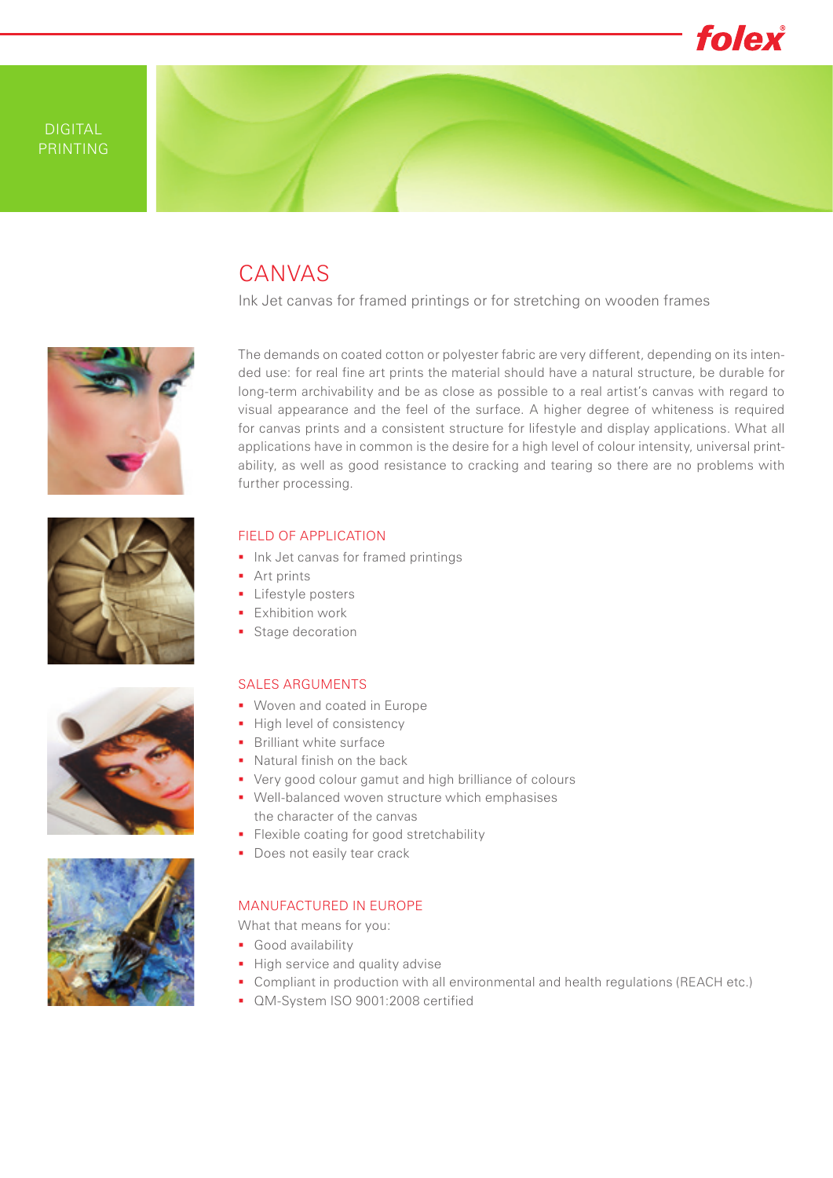DIGITAL PRINTING

# CANVAS

Ink Jet canvas for framed printings or for stretching on wooden frames

The demands on coated cotton or polyester fabric are very different, depending on its intended use: for real fine art prints the material should have a natural structure, be durable for long-term archivability and be as close as possible to a real artist's canvas with regard to visual appearance and the feel of the surface. A higher degree of whiteness is required for canvas prints and a consistent structure for lifestyle and display applications. What all applications have in common is the desire for a high level of colour intensity, universal printability, as well as good resistance to cracking and tearing so there are no problems with further processing.

## FIELD OF APPLICATION

- Ink Jet canvas for framed printings
- Art prints
- Lifestyle posters
- Exhibition work
- Stage decoration

## SALES ARGUMENTS

- Woven and coated in Europe
- High level of consistency
- Brilliant white surface
- Natural finish on the back
- Very good colour gamut and high brilliance of colours
- Well-balanced woven structure which emphasises the character of the canvas
- Flexible coating for good stretchability
- Does not easily tear crack

## MANUFACTURED IN EUROPE

What that means for you:

- Good availability
- High service and quality advise
- Compliant in production with all environmental and health regulations (REACH etc.)
- QM-System ISO 9001:2008 certified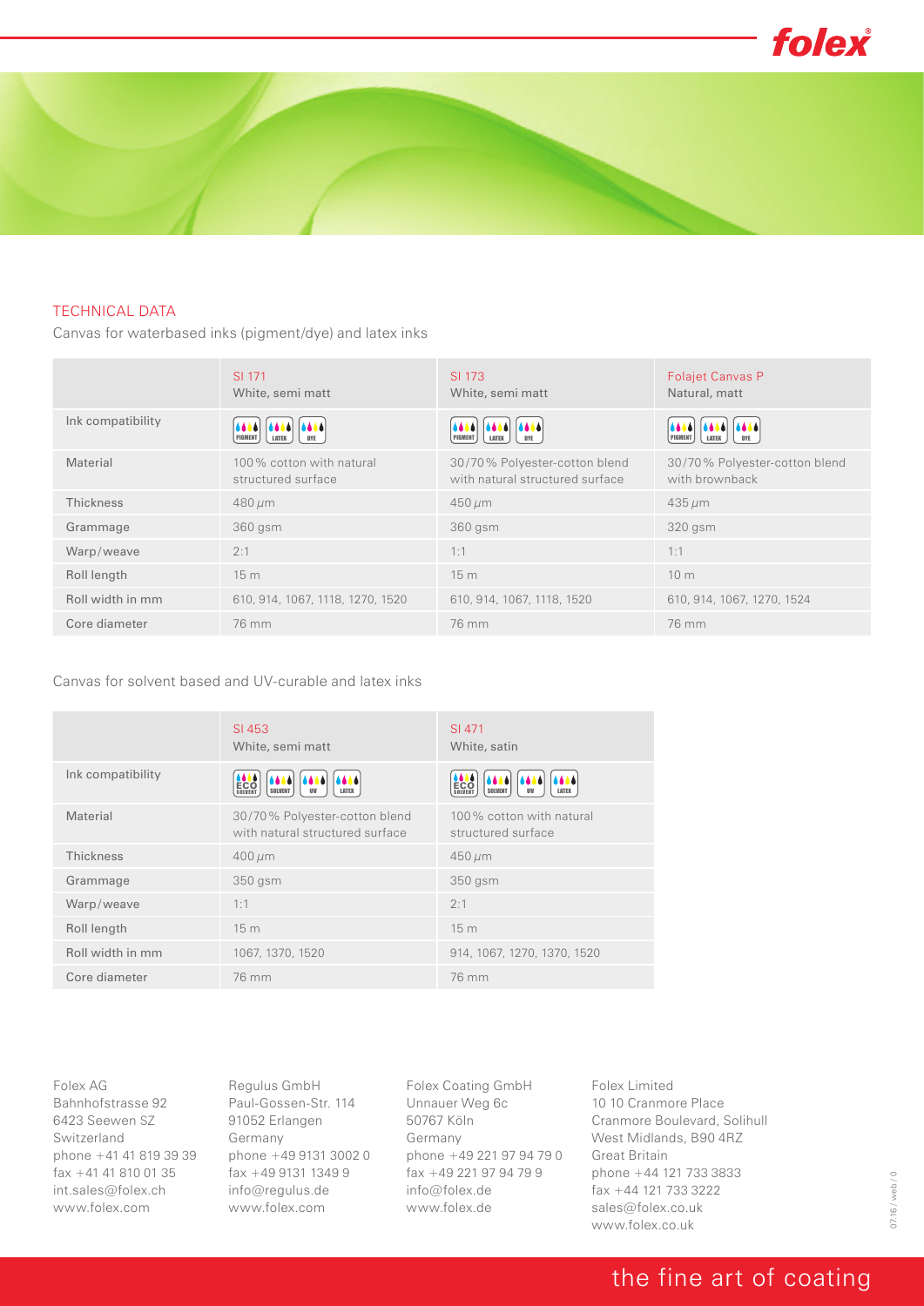## TECHNICAL DATA

Canvas for waterbased inks (pigment/dye) and latex inks

| | SI 171<br>White, semi matt | SI 173<br>White, semi matt | Folajet Canvas P<br>Natural, matt |
|---|---|---|---|
| Ink compatibility | PIGMENT, LATEX, DYE | PIGMENT, LATEX, DYE | PIGMENT, LATEX, DYE |
| Material | 100 % cotton with natural structured surface | 30/70 % Polyester-cotton blend with natural structured surface | 30/70 % Polyester-cotton blend with brownback |
| Thickness | 480 µm | 450 µm | 435 µm |
| Grammage | 360 gsm | 360 gsm | 320 gsm |
| Warp/weave | 2:1 | 1:1 | 1:1 |
| Roll length | 15 m | 15 m | 10 m |
| Roll width in mm | 610, 914, 1067, 1118, 1270, 1520 | 610, 914, 1067, 1118, 1520 | 610, 914, 1067, 1270, 1524 |
| Core diameter | 76 mm | 76 mm | 76 mm |

Canvas for solvent based and UV-curable and latex inks

| | SI 453<br>White, semi matt | SI 471<br>White, satin |
|---|---|---|
| Ink compatibility | ECO SOLVENT, SOLVENT, UV, LATEX | ECO SOLVENT, SOLVENT, UV, LATEX |
| Material | 30/70 % Polyester-cotton blend with natural structured surface | 100 % cotton with natural structured surface |
| Thickness | 400 µm | 450 µm |
| Grammage | 350 gsm | 350 gsm |
| Warp/weave | 1:1 | 2:1 |
| Roll length | 15 m | 15 m |
| Roll width in mm | 1067, 1370, 1520 | 914, 1067, 1270, 1370, 1520 |
| Core diameter | 76 mm | 76 mm |

Folex AG
Bahnhofstrasse 92
6423 Seewen SZ
Switzerland
phone +41 41 819 39 39
fax +41 41 810 01 35
int.sales@folex.ch
www.folex.com

Regulus GmbH
Paul-Gossen-Str. 114
91052 Erlangen
Germany
phone +49 9131 3002 0
fax +49 9131 1349 9
info@regulus.de
www.folex.com

Folex Coating GmbH
Unnauer Weg 6c
50767 Köln
Germany
phone +49 221 97 94 79 0
fax +49 221 97 94 79 9
info@folex.de
www.folex.de

Folex Limited
10 10 Cranmore Place
Cranmore Boulevard, Solihull
West Midlands, B90 4RZ
Great Britain
phone +44 121 733 3833
fax +44 121 733 3222
sales@folex.co.uk
www.folex.co.uk

07.16 / web / 0

the fine art of coating